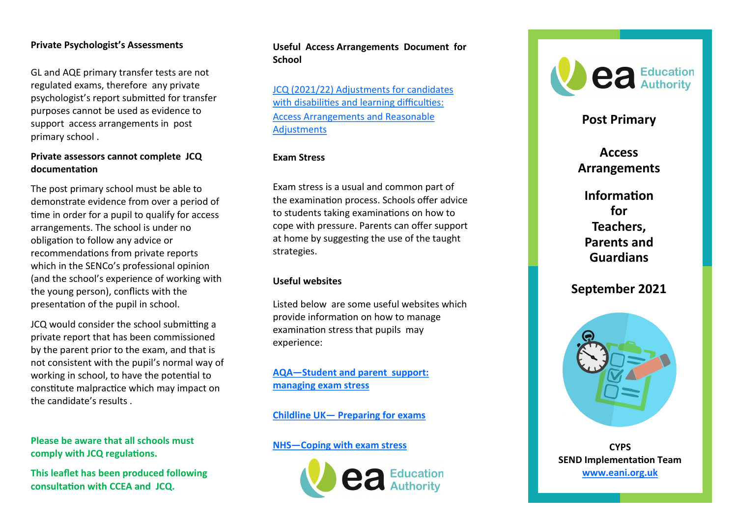## Private Psychologist's Assessments

GL and AQE primary transfer tests are not regulated exams, therefore any private psychologist's report submitted for transfer purposes cannot be used as evidence to support access arrangements in post primary school .

### Private assessors cannot complete JCQ documentation

The post primary school must be able to demonstrate evidence from over a period of time in order for a pupil to qualify for access arrangements. The school is under no obligation to follow any advice or recommendations from private reports which in the SENCo's professional opinion (and the school's experience of working with the young person), conflicts with the presentation of the pupil in school.

JCQ would consider the school submitting a private report that has been commissioned by the parent prior to the exam, and that is not consistent with the pupil's normal way of working in school, to have the potential to constitute malpractice which may impact on the candidate's results .

**Please be aware that all schools must comply with JCQ regulations.**

**This leaflet has been produced following consultation with CCEA and JCQ.**

## Useful Access Arrangements Document for School

JCQ (2021/22) Adjustments for candidates with disabilities and learning difficulties: Access Arrangements and Reasonable Adjustments

## Exam Stress

Exam stress is a usual and common part of the examination process. Schools offer advice to students taking examinations on how to cope with pressure. Parents can offer support at home by suggesting the use of the taught strategies.

## Useful websites

Listed below are some useful websites which provide information on how to manage examination stress that pupils may experience:

**AQA—Student and parent support: managing exam stress**

**Childline UK— Preparing for exams**

**NHS—Coping with exam stress**

ea Education Authority

ea Education Authority

# Post Primary

# Access Arrangements

# Information for Teachers, Parents and Guardians

## September 2021

**CYPS**
**SEND Implementation Team**
**www.eani.org.uk**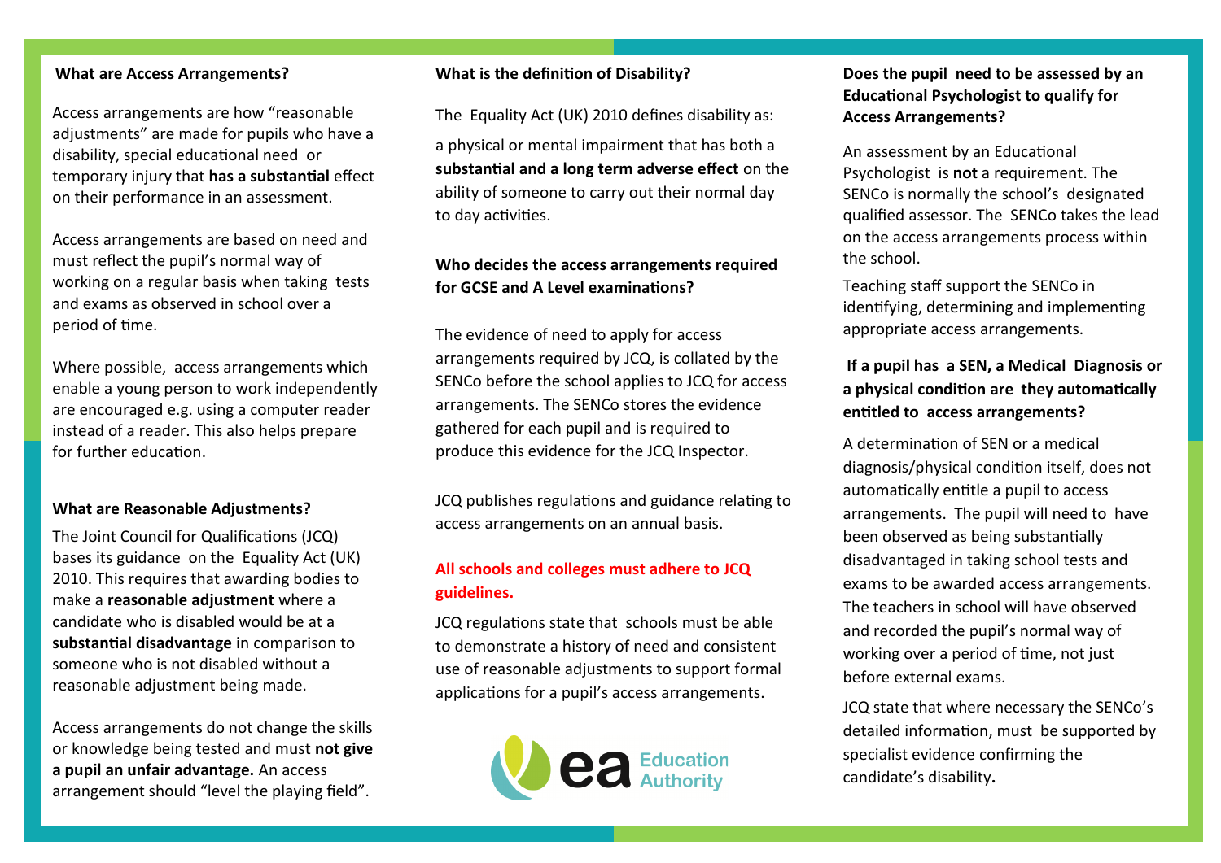## What are Access Arrangements?

Access arrangements are how "reasonable adjustments" are made for pupils who have a disability, special educational need or temporary injury that **has a substantial** effect on their performance in an assessment.

Access arrangements are based on need and must reflect the pupil's normal way of working on a regular basis when taking tests and exams as observed in school over a period of time.

Where possible, access arrangements which enable a young person to work independently are encouraged e.g. using a computer reader instead of a reader. This also helps prepare for further education.

## What are Reasonable Adjustments?

The Joint Council for Qualifications (JCQ) bases its guidance on the Equality Act (UK) 2010. This requires that awarding bodies to make a **reasonable adjustment** where a candidate who is disabled would be at a **substantial disadvantage** in comparison to someone who is not disabled without a reasonable adjustment being made.

Access arrangements do not change the skills or knowledge being tested and must **not give a pupil an unfair advantage.** An access arrangement should "level the playing field".

## What is the definition of Disability?

The Equality Act (UK) 2010 defines disability as:

a physical or mental impairment that has both a **substantial and a long term adverse effect** on the ability of someone to carry out their normal day to day activities.

## Who decides the access arrangements required for GCSE and A Level examinations?

The evidence of need to apply for access arrangements required by JCQ, is collated by the SENCo before the school applies to JCQ for access arrangements. The SENCo stores the evidence gathered for each pupil and is required to produce this evidence for the JCQ Inspector.

JCQ publishes regulations and guidance relating to access arrangements on an annual basis.

**All schools and colleges must adhere to JCQ guidelines.**

JCQ regulations state that schools must be able to demonstrate a history of need and consistent use of reasonable adjustments to support formal applications for a pupil's access arrangements.

ea Education Authority

## Does the pupil need to be assessed by an Educational Psychologist to qualify for Access Arrangements?

An assessment by an Educational Psychologist is **not** a requirement. The SENCo is normally the school's designated qualified assessor. The SENCo takes the lead on the access arrangements process within the school.

Teaching staff support the SENCo in identifying, determining and implementing appropriate access arrangements.

## If a pupil has a SEN, a Medical Diagnosis or a physical condition are they automatically entitled to access arrangements?

A determination of SEN or a medical diagnosis/physical condition itself, does not automatically entitle a pupil to access arrangements. The pupil will need to have been observed as being substantially disadvantaged in taking school tests and exams to be awarded access arrangements. The teachers in school will have observed and recorded the pupil's normal way of working over a period of time, not just before external exams.

JCQ state that where necessary the SENCo's detailed information, must be supported by specialist evidence confirming the candidate's disability**.**